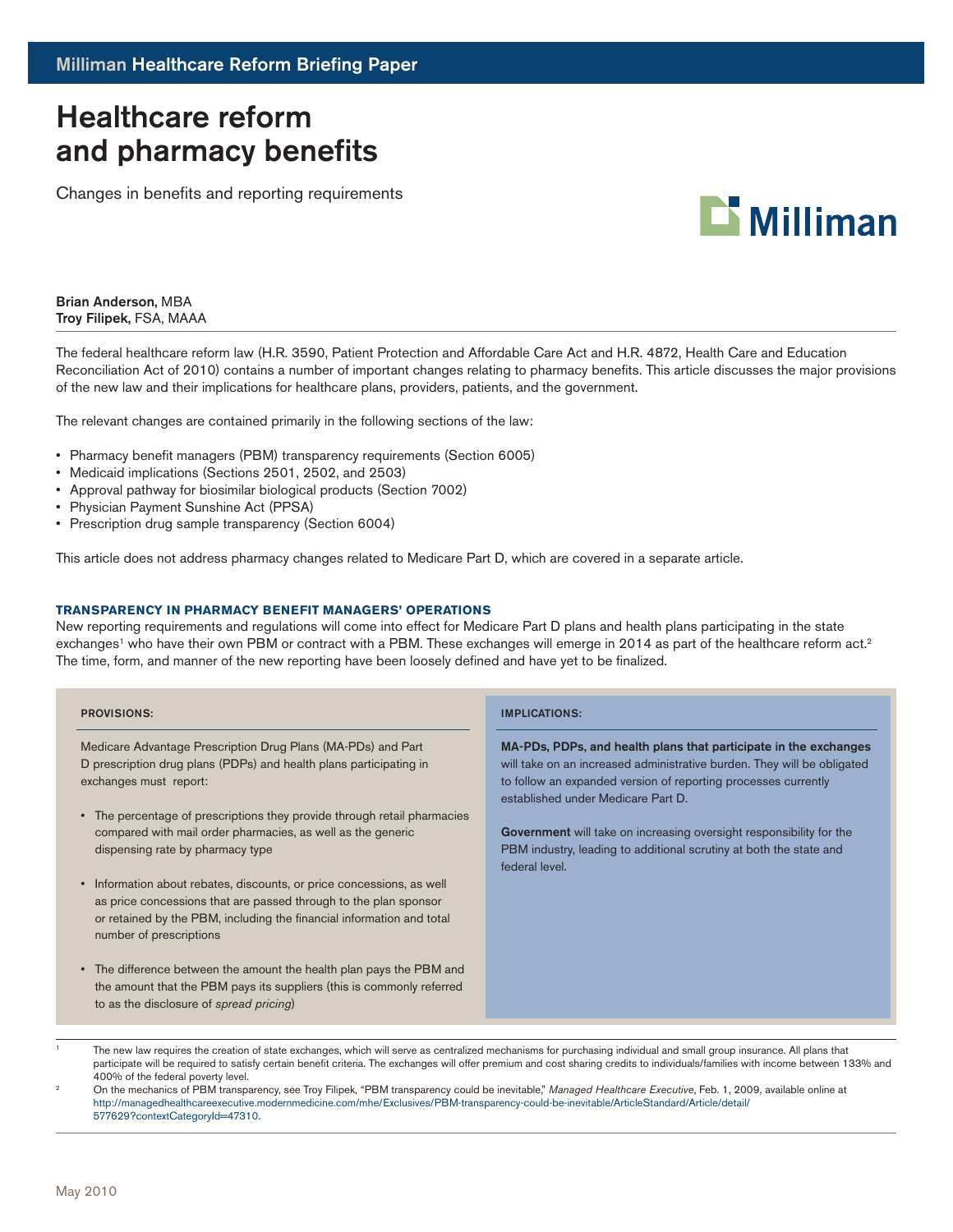Milliman Healthcare Reform Briefing Paper

# Healthcare reform and pharmacy benefits

Changes in benefits and reporting requirements

**Brian Anderson,** MBA
**Troy Filipek,** FSA, MAAA

The federal healthcare reform law (H.R. 3590, Patient Protection and Affordable Care Act and H.R. 4872, Health Care and Education Reconciliation Act of 2010) contains a number of important changes relating to pharmacy benefits. This article discusses the major provisions of the new law and their implications for healthcare plans, providers, patients, and the government.

The relevant changes are contained primarily in the following sections of the law:

- Pharmacy benefit managers (PBM) transparency requirements (Section 6005)
- Medicaid implications (Sections 2501, 2502, and 2503)
- Approval pathway for biosimilar biological products (Section 7002)
- Physician Payment Sunshine Act (PPSA)
- Prescription drug sample transparency (Section 6004)

This article does not address pharmacy changes related to Medicare Part D, which are covered in a separate article.

### TRANSPARENCY IN PHARMACY BENEFIT MANAGERS' OPERATIONS

New reporting requirements and regulations will come into effect for Medicare Part D plans and health plans participating in the state exchanges[1] who have their own PBM or contract with a PBM. These exchanges will emerge in 2014 as part of the healthcare reform act.[2] The time, form, and manner of the new reporting have been loosely defined and have yet to be finalized.

**PROVISIONS:**

Medicare Advantage Prescription Drug Plans (MA-PDs) and Part D prescription drug plans (PDPs) and health plans participating in exchanges must report:

- The percentage of prescriptions they provide through retail pharmacies compared with mail order pharmacies, as well as the generic dispensing rate by pharmacy type
- Information about rebates, discounts, or price concessions, as well as price concessions that are passed through to the plan sponsor or retained by the PBM, including the financial information and total number of prescriptions
- The difference between the amount the health plan pays the PBM and the amount that the PBM pays its suppliers (this is commonly referred to as the disclosure of *spread pricing*)

**IMPLICATIONS:**

**MA-PDs, PDPs, and health plans that participate in the exchanges** will take on an increased administrative burden. They will be obligated to follow an expanded version of reporting processes currently established under Medicare Part D.

**Government** will take on increasing oversight responsibility for the PBM industry, leading to additional scrutiny at both the state and federal level.

---

[1] The new law requires the creation of state exchanges, which will serve as centralized mechanisms for purchasing individual and small group insurance. All plans that participate will be required to satisfy certain benefit criteria. The exchanges will offer premium and cost sharing credits to individuals/families with income between 133% and 400% of the federal poverty level.

[2] On the mechanics of PBM transparency, see Troy Filipek, "PBM transparency could be inevitable," *Managed Healthcare Executive*, Feb. 1, 2009, available online at http://managedhealthcareexecutive.modernmedicine.com/mhe/Exclusives/PBM-transparency-could-be-inevitable/ArticleStandard/Article/detail/577629?contextCategoryId=47310.

May 2010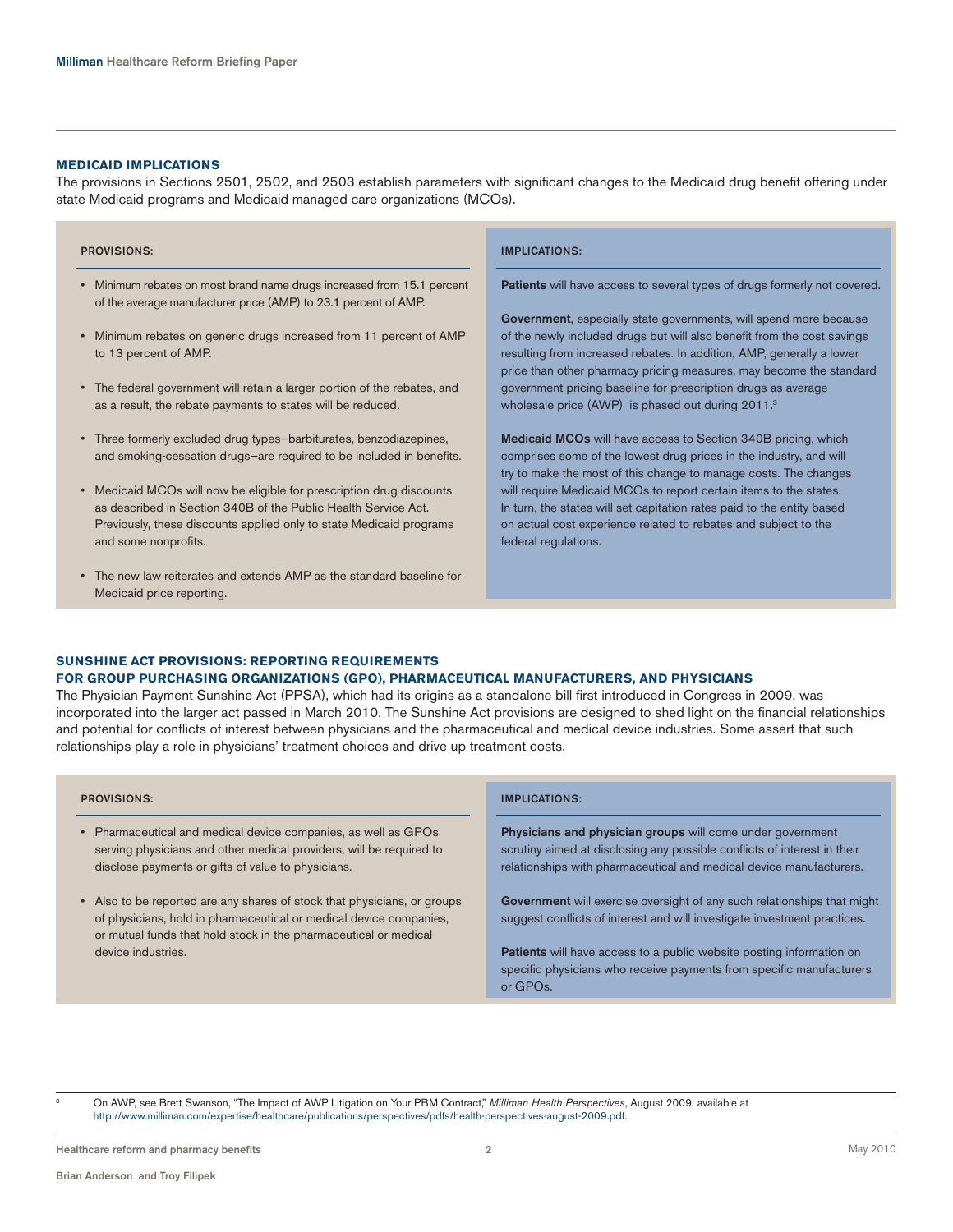## MEDICAID IMPLICATIONS

The provisions in Sections 2501, 2502, and 2503 establish parameters with significant changes to the Medicaid drug benefit offering under state Medicaid programs and Medicaid managed care organizations (MCOs).

#### PROVISIONS:

- Minimum rebates on most brand name drugs increased from 15.1 percent of the average manufacturer price (AMP) to 23.1 percent of AMP.
- Minimum rebates on generic drugs increased from 11 percent of AMP to 13 percent of AMP.
- The federal government will retain a larger portion of the rebates, and as a result, the rebate payments to states will be reduced.
- Three formerly excluded drug types—barbiturates, benzodiazepines, and smoking-cessation drugs—are required to be included in benefits.
- Medicaid MCOs will now be eligible for prescription drug discounts as described in Section 340B of the Public Health Service Act. Previously, these discounts applied only to state Medicaid programs and some nonprofits.
- The new law reiterates and extends AMP as the standard baseline for Medicaid price reporting.

#### IMPLICATIONS:

**Patients** will have access to several types of drugs formerly not covered.

**Government**, especially state governments, will spend more because of the newly included drugs but will also benefit from the cost savings resulting from increased rebates. In addition, AMP, generally a lower price than other pharmacy pricing measures, may become the standard government pricing baseline for prescription drugs as average wholesale price (AWP) is phased out during 2011.[3]

**Medicaid MCOs** will have access to Section 340B pricing, which comprises some of the lowest drug prices in the industry, and will try to make the most of this change to manage costs. The changes will require Medicaid MCOs to report certain items to the states. In turn, the states will set capitation rates paid to the entity based on actual cost experience related to rebates and subject to the federal regulations.

## SUNSHINE ACT PROVISIONS: REPORTING REQUIREMENTS FOR GROUP PURCHASING ORGANIZATIONS (GPO), PHARMACEUTICAL MANUFACTURERS, AND PHYSICIANS

The Physician Payment Sunshine Act (PPSA), which had its origins as a standalone bill first introduced in Congress in 2009, was incorporated into the larger act passed in March 2010. The Sunshine Act provisions are designed to shed light on the financial relationships and potential for conflicts of interest between physicians and the pharmaceutical and medical device industries. Some assert that such relationships play a role in physicians' treatment choices and drive up treatment costs.

#### PROVISIONS:

- Pharmaceutical and medical device companies, as well as GPOs serving physicians and other medical providers, will be required to disclose payments or gifts of value to physicians.
- Also to be reported are any shares of stock that physicians, or groups of physicians, hold in pharmaceutical or medical device companies, or mutual funds that hold stock in the pharmaceutical or medical device industries.

#### IMPLICATIONS:

**Physicians and physician groups** will come under government scrutiny aimed at disclosing any possible conflicts of interest in their relationships with pharmaceutical and medical-device manufacturers.

**Government** will exercise oversight of any such relationships that might suggest conflicts of interest and will investigate investment practices.

**Patients** will have access to a public website posting information on specific physicians who receive payments from specific manufacturers or GPOs.

---

[3] On AWP, see Brett Swanson, "The Impact of AWP Litigation on Your PBM Contract," *Milliman Health Perspectives*, August 2009, available at http://www.milliman.com/expertise/healthcare/publications/perspectives/pdfs/health-perspectives-august-2009.pdf.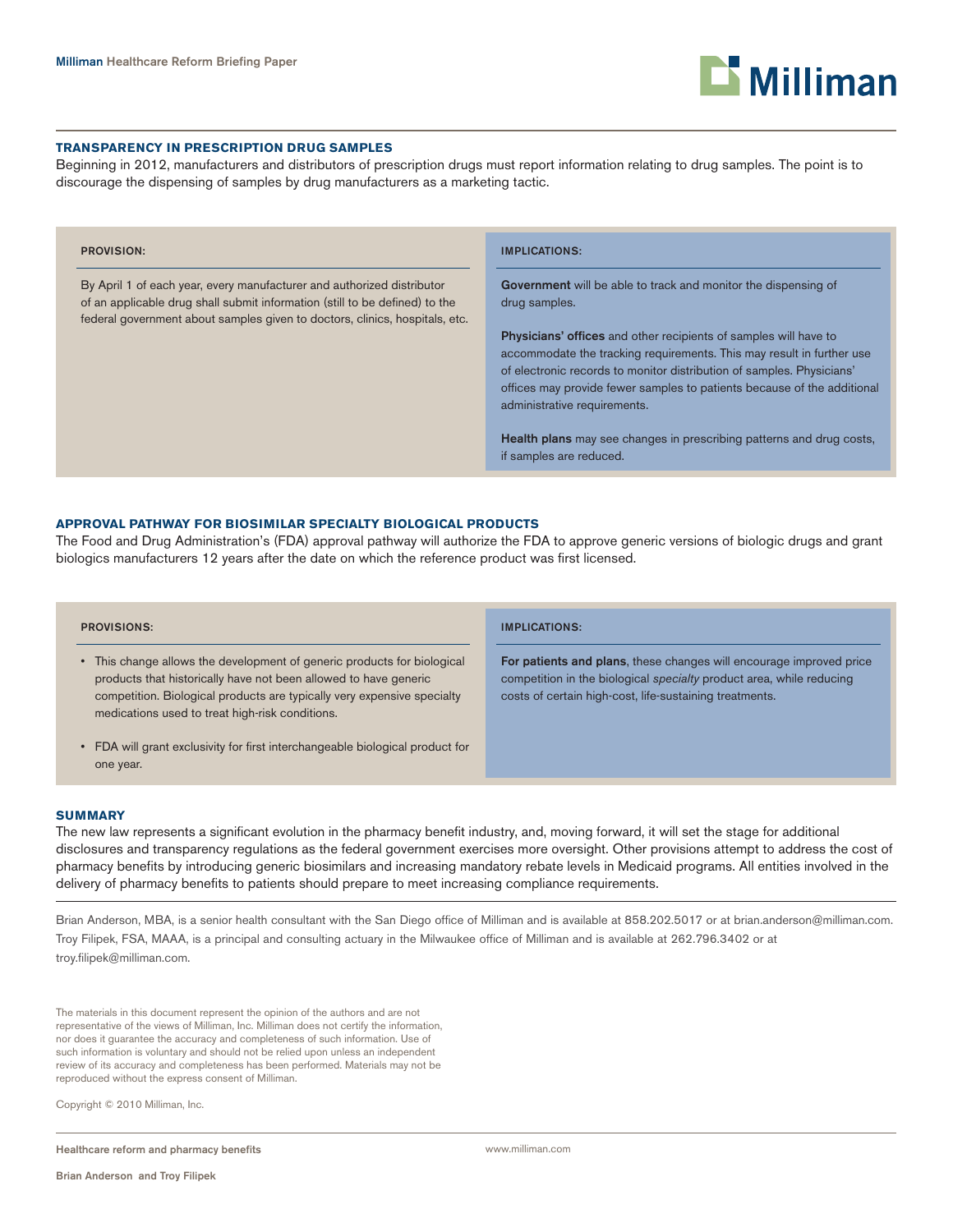## TRANSPARENCY IN PRESCRIPTION DRUG SAMPLES

Beginning in 2012, manufacturers and distributors of prescription drugs must report information relating to drug samples. The point is to discourage the dispensing of samples by drug manufacturers as a marketing tactic.

**PROVISION:**

By April 1 of each year, every manufacturer and authorized distributor of an applicable drug shall submit information (still to be defined) to the federal government about samples given to doctors, clinics, hospitals, etc.

**IMPLICATIONS:**

**Government** will be able to track and monitor the dispensing of drug samples.

**Physicians' offices** and other recipients of samples will have to accommodate the tracking requirements. This may result in further use of electronic records to monitor distribution of samples. Physicians' offices may provide fewer samples to patients because of the additional administrative requirements.

**Health plans** may see changes in prescribing patterns and drug costs, if samples are reduced.

## APPROVAL PATHWAY FOR BIOSIMILAR SPECIALTY BIOLOGICAL PRODUCTS

The Food and Drug Administration's (FDA) approval pathway will authorize the FDA to approve generic versions of biologic drugs and grant biologics manufacturers 12 years after the date on which the reference product was first licensed.

**PROVISIONS:**

- This change allows the development of generic products for biological products that historically have not been allowed to have generic competition. Biological products are typically very expensive specialty medications used to treat high-risk conditions.
- FDA will grant exclusivity for first interchangeable biological product for one year.

**IMPLICATIONS:**

**For patients and plans**, these changes will encourage improved price competition in the biological *specialty* product area, while reducing costs of certain high-cost, life-sustaining treatments.

## SUMMARY

The new law represents a significant evolution in the pharmacy benefit industry, and, moving forward, it will set the stage for additional disclosures and transparency regulations as the federal government exercises more oversight. Other provisions attempt to address the cost of pharmacy benefits by introducing generic biosimilars and increasing mandatory rebate levels in Medicaid programs. All entities involved in the delivery of pharmacy benefits to patients should prepare to meet increasing compliance requirements.

---

Brian Anderson, MBA, is a senior health consultant with the San Diego office of Milliman and is available at 858.202.5017 or at brian.anderson@milliman.com. Troy Filipek, FSA, MAAA, is a principal and consulting actuary in the Milwaukee office of Milliman and is available at 262.796.3402 or at troy.filipek@milliman.com.

The materials in this document represent the opinion of the authors and are not representative of the views of Milliman, Inc. Milliman does not certify the information, nor does it guarantee the accuracy and completeness of such information. Use of such information is voluntary and should not be relied upon unless an independent review of its accuracy and completeness has been performed. Materials may not be reproduced without the express consent of Milliman.

Copyright © 2010 Milliman, Inc.